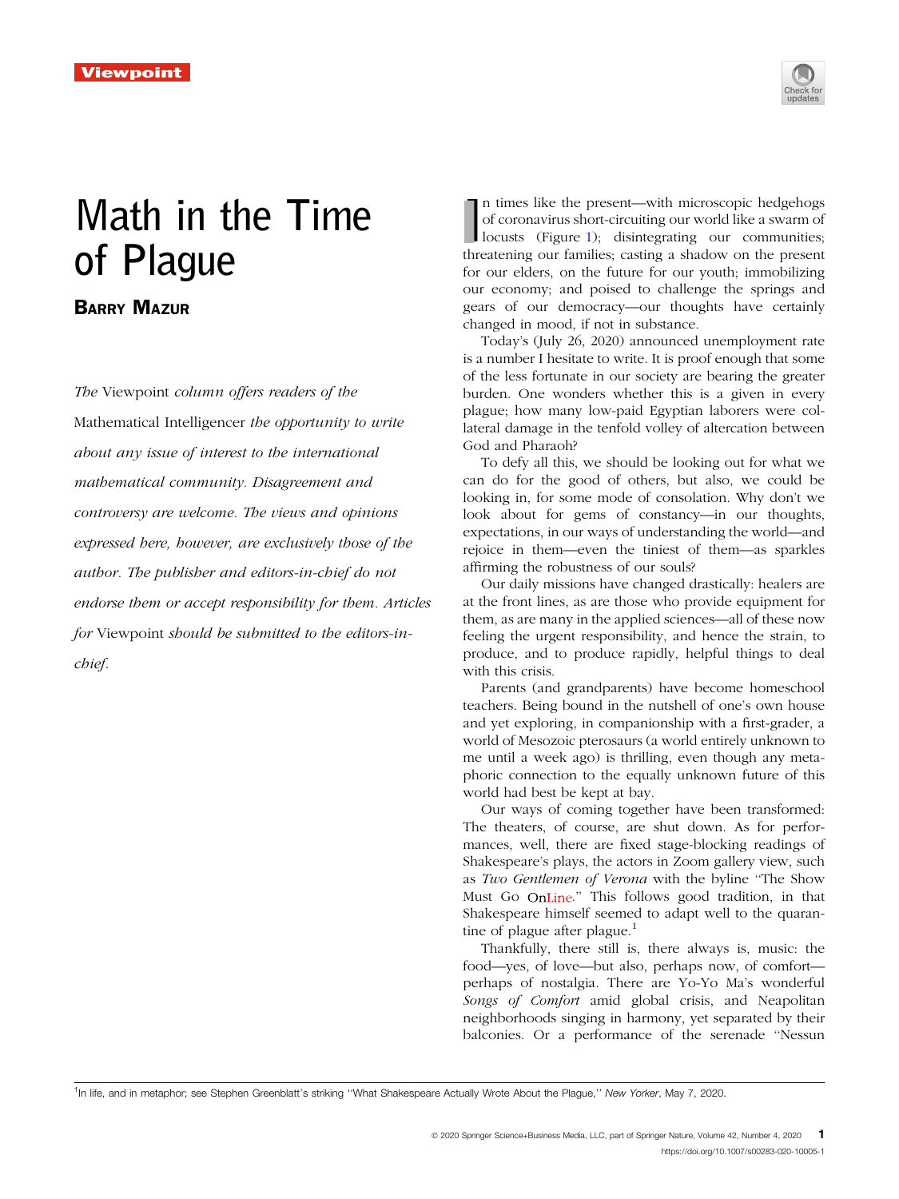Viewpoint

# Math in the Time of Plague

**Barry Mazur**

*The* Viewpoint *column offers readers of the* Mathematical Intelligencer *the opportunity to write about any issue of interest to the international mathematical community. Disagreement and controversy are welcome. The views and opinions expressed here, however, are exclusively those of the author. The publisher and editors-in-chief do not endorse them or accept responsibility for them. Articles for* Viewpoint *should be submitted to the editors-in-chief.*

In times like the present—with microscopic hedgehogs of coronavirus short-circuiting our world like a swarm of locusts (Figure 1); disintegrating our communities; threatening our families; casting a shadow on the present for our elders, on the future for our youth; immobilizing our economy; and poised to challenge the springs and gears of our democracy—our thoughts have certainly changed in mood, if not in substance.

Today's (July 26, 2020) announced unemployment rate is a number I hesitate to write. It is proof enough that some of the less fortunate in our society are bearing the greater burden. One wonders whether this is a given in every plague; how many low-paid Egyptian laborers were collateral damage in the tenfold volley of altercation between God and Pharaoh?

To defy all this, we should be looking out for what we can do for the good of others, but also, we could be looking in, for some mode of consolation. Why don't we look about for gems of constancy—in our thoughts, expectations, in our ways of understanding the world—and rejoice in them—even the tiniest of them—as sparkles affirming the robustness of our souls?

Our daily missions have changed drastically: healers are at the front lines, as are those who provide equipment for them, as are many in the applied sciences—all of these now feeling the urgent responsibility, and hence the strain, to produce, and to produce rapidly, helpful things to deal with this crisis.

Parents (and grandparents) have become homeschool teachers. Being bound in the nutshell of one's own house and yet exploring, in companionship with a first-grader, a world of Mesozoic pterosaurs (a world entirely unknown to me until a week ago) is thrilling, even though any metaphoric connection to the equally unknown future of this world had best be kept at bay.

Our ways of coming together have been transformed: The theaters, of course, are shut down. As for performances, well, there are fixed stage-blocking readings of Shakespeare's plays, the actors in Zoom gallery view, such as *Two Gentlemen of Verona* with the byline "The Show Must Go OnLine." This follows good tradition, in that Shakespeare himself seemed to adapt well to the quarantine of plague after plague.[1]

Thankfully, there still is, there always is, music: the food—yes, of love—but also, perhaps now, of comfort—perhaps of nostalgia. There are Yo-Yo Ma's wonderful *Songs of Comfort* amid global crisis, and Neapolitan neighborhoods singing in harmony, yet separated by their balconies. Or a performance of the serenade "Nessun

[1] In life, and in metaphor; see Stephen Greenblatt's striking "What Shakespeare Actually Wrote About the Plague," *New Yorker*, May 7, 2020.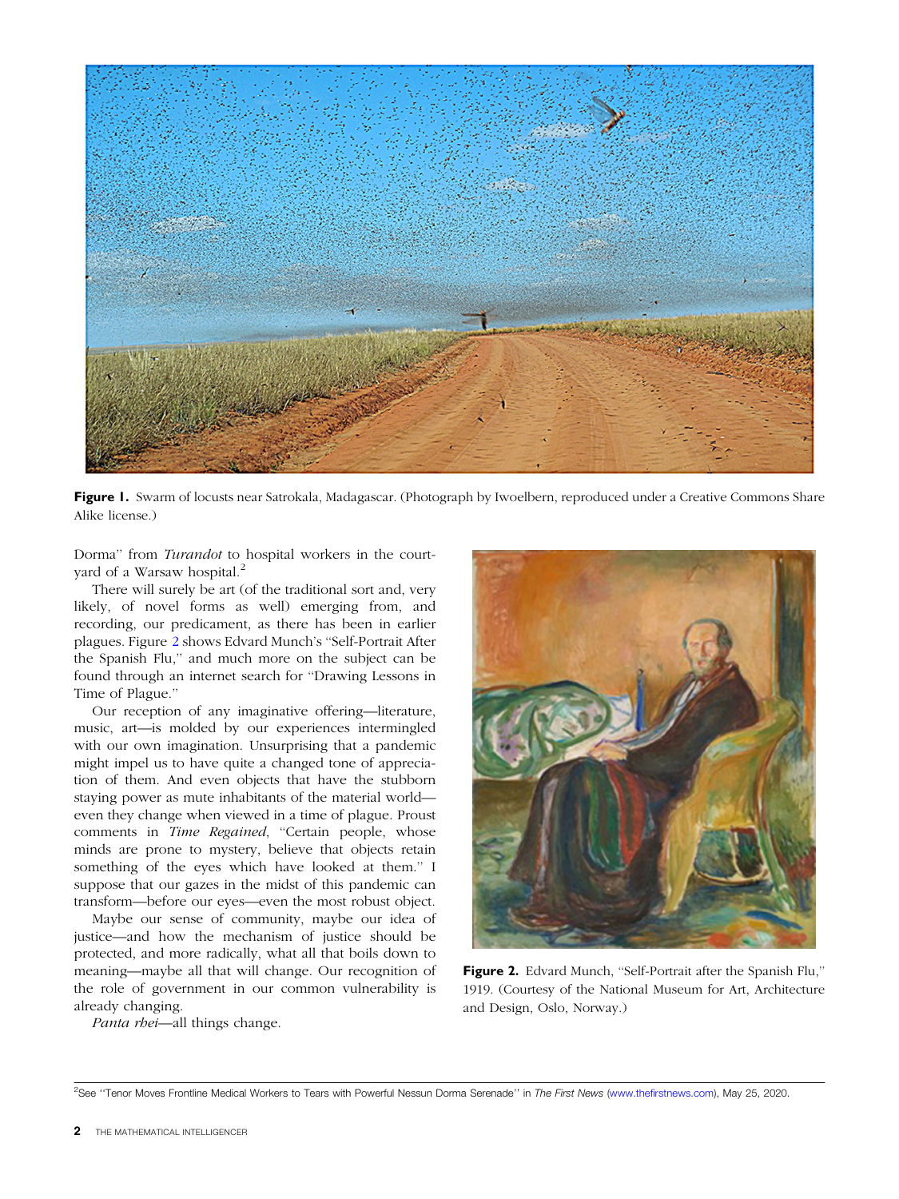Figure 1. Swarm of locusts near Satrokala, Madagascar. (Photograph by Iwoelbern, reproduced under a Creative Commons Share Alike license.)

Dorma'' from *Turandot* to hospital workers in the courtyard of a Warsaw hospital.[2]

There will surely be art (of the traditional sort and, very likely, of novel forms as well) emerging from, and recording, our predicament, as there has been in earlier plagues. Figure 2 shows Edvard Munch's ''Self-Portrait After the Spanish Flu,'' and much more on the subject can be found through an internet search for ''Drawing Lessons in Time of Plague.''

Our reception of any imaginative offering—literature, music, art—is molded by our experiences intermingled with our own imagination. Unsurprising that a pandemic might impel us to have quite a changed tone of appreciation of them. And even objects that have the stubborn staying power as mute inhabitants of the material world—even they change when viewed in a time of plague. Proust comments in *Time Regained*, ''Certain people, whose minds are prone to mystery, believe that objects retain something of the eyes which have looked at them.'' I suppose that our gazes in the midst of this pandemic can transform—before our eyes—even the most robust object.

Maybe our sense of community, maybe our idea of justice—and how the mechanism of justice should be protected, and more radically, what all that boils down to meaning—maybe all that will change. Our recognition of the role of government in our common vulnerability is already changing.

*Panta rhei*—all things change.

Figure 2. Edvard Munch, ''Self-Portrait after the Spanish Flu,'' 1919. (Courtesy of the National Museum for Art, Architecture and Design, Oslo, Norway.)

[2] See ''Tenor Moves Frontline Medical Workers to Tears with Powerful Nessun Dorma Serenade'' in *The First News* (www.thefirstnews.com), May 25, 2020.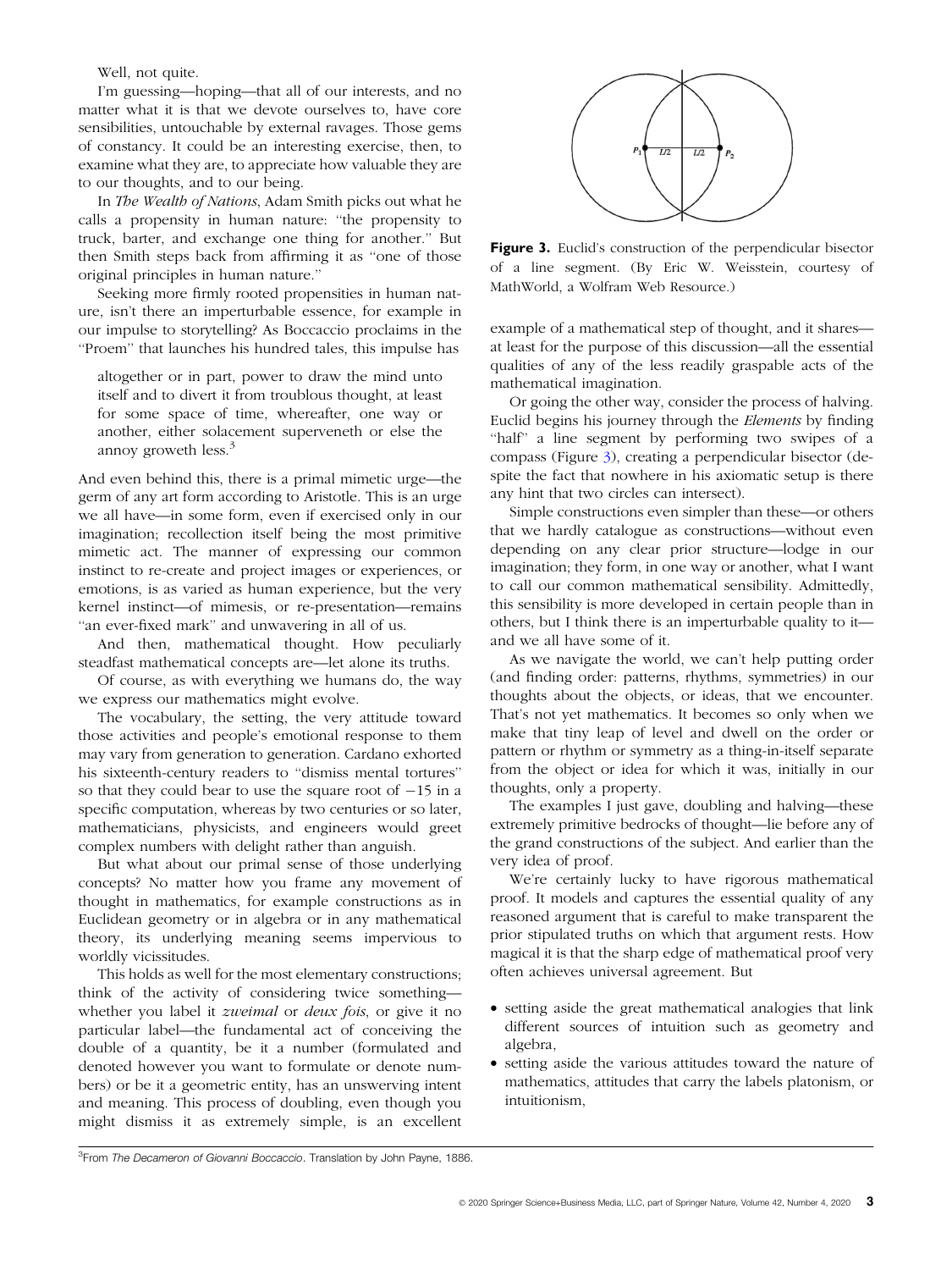Well, not quite.

I'm guessing—hoping—that all of our interests, and no matter what it is that we devote ourselves to, have core sensibilities, untouchable by external ravages. Those gems of constancy. It could be an interesting exercise, then, to examine what they are, to appreciate how valuable they are to our thoughts, and to our being.

In *The Wealth of Nations*, Adam Smith picks out what he calls a propensity in human nature: "the propensity to truck, barter, and exchange one thing for another." But then Smith steps back from affirming it as "one of those original principles in human nature."

Seeking more firmly rooted propensities in human nature, isn't there an imperturbable essence, for example in our impulse to storytelling? As Boccaccio proclaims in the "Proem" that launches his hundred tales, this impulse has

> altogether or in part, power to draw the mind unto itself and to divert it from troublous thought, at least for some space of time, whereafter, one way or another, either solacement superveneth or else the annoy groweth less.[3]

And even behind this, there is a primal mimetic urge—the germ of any art form according to Aristotle. This is an urge we all have—in some form, even if exercised only in our imagination; recollection itself being the most primitive mimetic act. The manner of expressing our common instinct to re-create and project images or experiences, or emotions, is as varied as human experience, but the very kernel instinct—of mimesis, or re-presentation—remains "an ever-fixed mark" and unwavering in all of us.

And then, mathematical thought. How peculiarly steadfast mathematical concepts are—let alone its truths.

Of course, as with everything we humans do, the way we express our mathematics might evolve.

The vocabulary, the setting, the very attitude toward those activities and people's emotional response to them may vary from generation to generation. Cardano exhorted his sixteenth-century readers to "dismiss mental tortures" so that they could bear to use the square root of $-15$ in a specific computation, whereas by two centuries or so later, mathematicians, physicists, and engineers would greet complex numbers with delight rather than anguish.

But what about our primal sense of those underlying concepts? No matter how you frame any movement of thought in mathematics, for example constructions as in Euclidean geometry or in algebra or in any mathematical theory, its underlying meaning seems impervious to worldly vicissitudes.

This holds as well for the most elementary constructions; think of the activity of considering twice something—whether you label it *zweimal* or *deux fois*, or give it no particular label—the fundamental act of conceiving the double of a quantity, be it a number (formulated and denoted however you want to formulate or denote numbers) or be it a geometric entity, has an unswerving intent and meaning. This process of doubling, even though you might dismiss it as extremely simple, is an excellent example of a mathematical step of thought, and it shares—at least for the purpose of this discussion—all the essential qualities of any of the less readily graspable acts of the mathematical imagination.

**Figure 3.** Euclid's construction of the perpendicular bisector of a line segment. (By Eric W. Weisstein, courtesy of MathWorld, a Wolfram Web Resource.)

Or going the other way, consider the process of halving. Euclid begins his journey through the *Elements* by finding "half" a line segment by performing two swipes of a compass (Figure 3), creating a perpendicular bisector (despite the fact that nowhere in his axiomatic setup is there any hint that two circles can intersect).

Simple constructions even simpler than these—or others that we hardly catalogue as constructions—without even depending on any clear prior structure—lodge in our imagination; they form, in one way or another, what I want to call our common mathematical sensibility. Admittedly, this sensibility is more developed in certain people than in others, but I think there is an imperturbable quality to it—and we all have some of it.

As we navigate the world, we can't help putting order (and finding order: patterns, rhythms, symmetries) in our thoughts about the objects, or ideas, that we encounter. That's not yet mathematics. It becomes so only when we make that tiny leap of level and dwell on the order or pattern or rhythm or symmetry as a thing-in-itself separate from the object or idea for which it was, initially in our thoughts, only a property.

The examples I just gave, doubling and halving—these extremely primitive bedrocks of thought—lie before any of the grand constructions of the subject. And earlier than the very idea of proof.

We're certainly lucky to have rigorous mathematical proof. It models and captures the essential quality of any reasoned argument that is careful to make transparent the prior stipulated truths on which that argument rests. How magical it is that the sharp edge of mathematical proof very often achieves universal agreement. But

- setting aside the great mathematical analogies that link different sources of intuition such as geometry and algebra,
- setting aside the various attitudes toward the nature of mathematics, attitudes that carry the labels platonism, or intuitionism,

[3] From *The Decameron of Giovanni Boccaccio*. Translation by John Payne, 1886.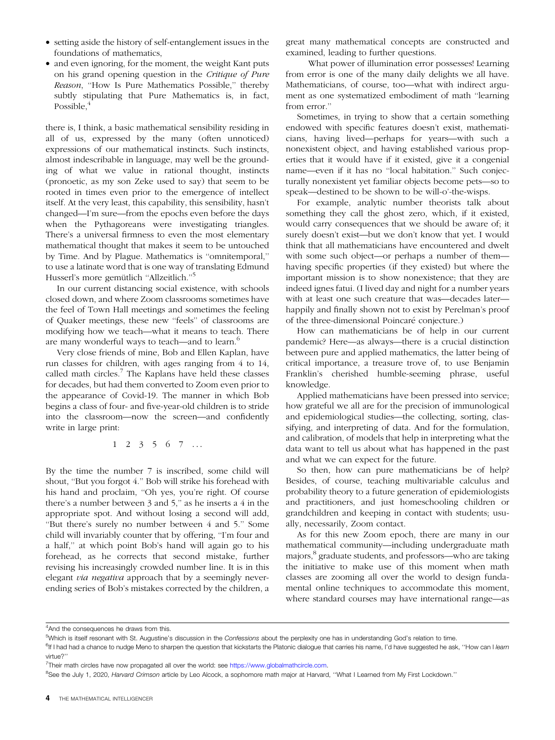- setting aside the history of self-entanglement issues in the foundations of mathematics,
- and even ignoring, for the moment, the weight Kant puts on his grand opening question in the *Critique of Pure Reason*, "How Is Pure Mathematics Possible," thereby subtly stipulating that Pure Mathematics is, in fact, Possible,[4]

there is, I think, a basic mathematical sensibility residing in all of us, expressed by the many (often unnoticed) expressions of our mathematical instincts. Such instincts, almost indescribable in language, may well be the grounding of what we value in rational thought, instincts (pronoetic, as my son Zeke used to say) that seem to be rooted in times even prior to the emergence of intellect itself. At the very least, this capability, this sensibility, hasn't changed—I'm sure—from the epochs even before the days when the Pythagoreans were investigating triangles. There's a universal firmness to even the most elementary mathematical thought that makes it seem to be untouched by Time. And by Plague. Mathematics is "omnitemporal," to use a latinate word that is one way of translating Edmund Husserl's more gemütlich "Allzeitlich."[5]

In our current distancing social existence, with schools closed down, and where Zoom classrooms sometimes have the feel of Town Hall meetings and sometimes the feeling of Quaker meetings, these new "feels" of classrooms are modifying how we teach—what it means to teach. There are many wonderful ways to teach—and to learn.[6]

Very close friends of mine, Bob and Ellen Kaplan, have run classes for children, with ages ranging from 4 to 14, called math circles.[7] The Kaplans have held these classes for decades, but had them converted to Zoom even prior to the appearance of Covid-19. The manner in which Bob begins a class of four- and five-year-old children is to stride into the classroom—now the screen—and confidently write in large print:

$$1 \quad 2 \quad 3 \quad 5 \quad 6 \quad 7 \quad \ldots$$

By the time the number 7 is inscribed, some child will shout, "But you forgot 4." Bob will strike his forehead with his hand and proclaim, "Oh yes, you're right. Of course there's a number between 3 and 5," as he inserts a 4 in the appropriate spot. And without losing a second will add, "But there's surely no number between 4 and 5." Some child will invariably counter that by offering, "I'm four and a half," at which point Bob's hand will again go to his forehead, as he corrects that second mistake, further revising his increasingly crowded number line. It is in this elegant *via negativa* approach that by a seemingly never-ending series of Bob's mistakes corrected by the children, a great many mathematical concepts are constructed and examined, leading to further questions.

What power of illumination error possesses! Learning from error is one of the many daily delights we all have. Mathematicians, of course, too—what with indirect argument as one systematized embodiment of math "learning from error."

Sometimes, in trying to show that a certain something endowed with specific features doesn't exist, mathematicians, having lived—perhaps for years—with such a nonexistent object, and having established various properties that it would have if it existed, give it a congenial name—even if it has no "local habitation." Such conjecturally nonexistent yet familiar objects become pets—so to speak—destined to be shown to be will-o'-the-wisps.

For example, analytic number theorists talk about something they call the ghost zero, which, if it existed, would carry consequences that we should be aware of; it surely doesn't exist—but we don't know that yet. I would think that all mathematicians have encountered and dwelt with some such object—or perhaps a number of them—having specific properties (if they existed) but where the important mission is to show nonexistence; that they are indeed ignes fatui. (I lived day and night for a number years with at least one such creature that was—decades later—happily and finally shown not to exist by Perelman's proof of the three-dimensional Poincaré conjecture.)

How can mathematicians be of help in our current pandemic? Here—as always—there is a crucial distinction between pure and applied mathematics, the latter being of critical importance, a treasure trove of, to use Benjamin Franklin's cherished humble-seeming phrase, useful knowledge.

Applied mathematicians have been pressed into service; how grateful we all are for the precision of immunological and epidemiological studies—the collecting, sorting, classifying, and interpreting of data. And for the formulation, and calibration, of models that help in interpreting what the data want to tell us about what has happened in the past and what we can expect for the future.

So then, how can pure mathematicians be of help? Besides, of course, teaching multivariable calculus and probability theory to a future generation of epidemiologists and practitioners, and just homeschooling children or grandchildren and keeping in contact with students; usually, necessarily, Zoom contact.

As for this new Zoom epoch, there are many in our mathematical community—including undergraduate math majors,[8] graduate students, and professors—who are taking the initiative to make use of this moment when math classes are zooming all over the world to design fundamental online techniques to accommodate this moment, where standard courses may have international range—as

---

[4] And the consequences he draws from this.

[5] Which is itself resonant with St. Augustine's discussion in the *Confessions* about the perplexity one has in understanding God's relation to time.

[6] If I had had a chance to nudge Meno to sharpen the question that kickstarts the Platonic dialogue that carries his name, I'd have suggested he ask, "How can I *learn* virtue?"

[7] Their math circles have now propagated all over the world: see https://www.globalmathcircle.com.

[8] See the July 1, 2020, *Harvard Crimson* article by Leo Alcock, a sophomore math major at Harvard, "What I Learned from My First Lockdown."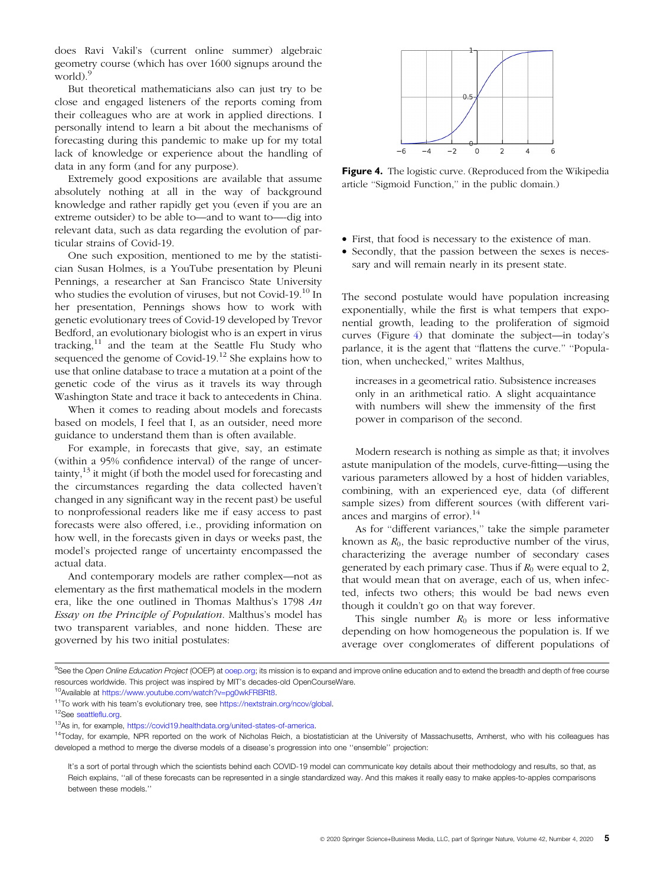does Ravi Vakil's (current online summer) algebraic geometry course (which has over 1600 signups around the world).[9]

But theoretical mathematicians also can just try to be close and engaged listeners of the reports coming from their colleagues who are at work in applied directions. I personally intend to learn a bit about the mechanisms of forecasting during this pandemic to make up for my total lack of knowledge or experience about the handling of data in any form (and for any purpose).

Extremely good expositions are available that assume absolutely nothing at all in the way of background knowledge and rather rapidly get you (even if you are an extreme outsider) to be able to—and to want to—dig into relevant data, such as data regarding the evolution of particular strains of Covid-19.

One such exposition, mentioned to me by the statistician Susan Holmes, is a YouTube presentation by Pleuni Pennings, a researcher at San Francisco State University who studies the evolution of viruses, but not Covid-19.[10] In her presentation, Pennings shows how to work with genetic evolutionary trees of Covid-19 developed by Trevor Bedford, an evolutionary biologist who is an expert in virus tracking,[11] and the team at the Seattle Flu Study who sequenced the genome of Covid-19.[12] She explains how to use that online database to trace a mutation at a point of the genetic code of the virus as it travels its way through Washington State and trace it back to antecedents in China.

When it comes to reading about models and forecasts based on models, I feel that I, as an outsider, need more guidance to understand them than is often available.

For example, in forecasts that give, say, an estimate (within a 95% confidence interval) of the range of uncertainty,[13] it might (if both the model used for forecasting and the circumstances regarding the data collected haven't changed in any significant way in the recent past) be useful to nonprofessional readers like me if easy access to past forecasts were also offered, i.e., providing information on how well, in the forecasts given in days or weeks past, the model's projected range of uncertainty encompassed the actual data.

And contemporary models are rather complex—not as elementary as the first mathematical models in the modern era, like the one outlined in Thomas Malthus's 1798 *An Essay on the Principle of Population*. Malthus's model has two transparent variables, and none hidden. These are governed by his two initial postulates:

**Figure 4.** The logistic curve. (Reproduced from the Wikipedia article "Sigmoid Function," in the public domain.)

- First, that food is necessary to the existence of man.
- Secondly, that the passion between the sexes is necessary and will remain nearly in its present state.

The second postulate would have population increasing exponentially, while the first is what tempers that exponential growth, leading to the proliferation of sigmoid curves (Figure 4) that dominate the subject—in today's parlance, it is the agent that "flattens the curve." "Population, when unchecked," writes Malthus,

> increases in a geometrical ratio. Subsistence increases only in an arithmetical ratio. A slight acquaintance with numbers will shew the immensity of the first power in comparison of the second.

Modern research is nothing as simple as that; it involves astute manipulation of the models, curve-fitting—using the various parameters allowed by a host of hidden variables, combining, with an experienced eye, data (of different sample sizes) from different sources (with different variances and margins of error).[14]

As for "different variances," take the simple parameter known as $R_0$, the basic reproductive number of the virus, characterizing the average number of secondary cases generated by each primary case. Thus if $R_0$ were equal to 2, that would mean that on average, each of us, when infected, infects two others; this would be bad news even though it couldn't go on that way forever.

This single number $R_0$ is more or less informative depending on how homogeneous the population is. If we average over conglomerates of different populations of

---

[9] See the *Open Online Education Project* (OOEP) at ooep.org; its mission is to expand and improve online education and to extend the breadth and depth of free course resources worldwide. This project was inspired by MIT's decades-old OpenCourseWare.

[10] Available at https://www.youtube.com/watch?v=pg0wkFRBRt8.

[11] To work with his team's evolutionary tree, see https://nextstrain.org/ncov/global.

[12] See seattleflu.org.

[13] As in, for example, https://covid19.healthdata.org/united-states-of-america.

[14] Today, for example, NPR reported on the work of Nicholas Reich, a biostatistician at the University of Massachusetts, Amherst, who with his colleagues has developed a method to merge the diverse models of a disease's progression into one "ensemble" projection:

> It's a sort of portal through which the scientists behind each COVID-19 model can communicate key details about their methodology and results, so that, as Reich explains, "all of these forecasts can be represented in a single standardized way. And this makes it really easy to make apples-to-apples comparisons between these models."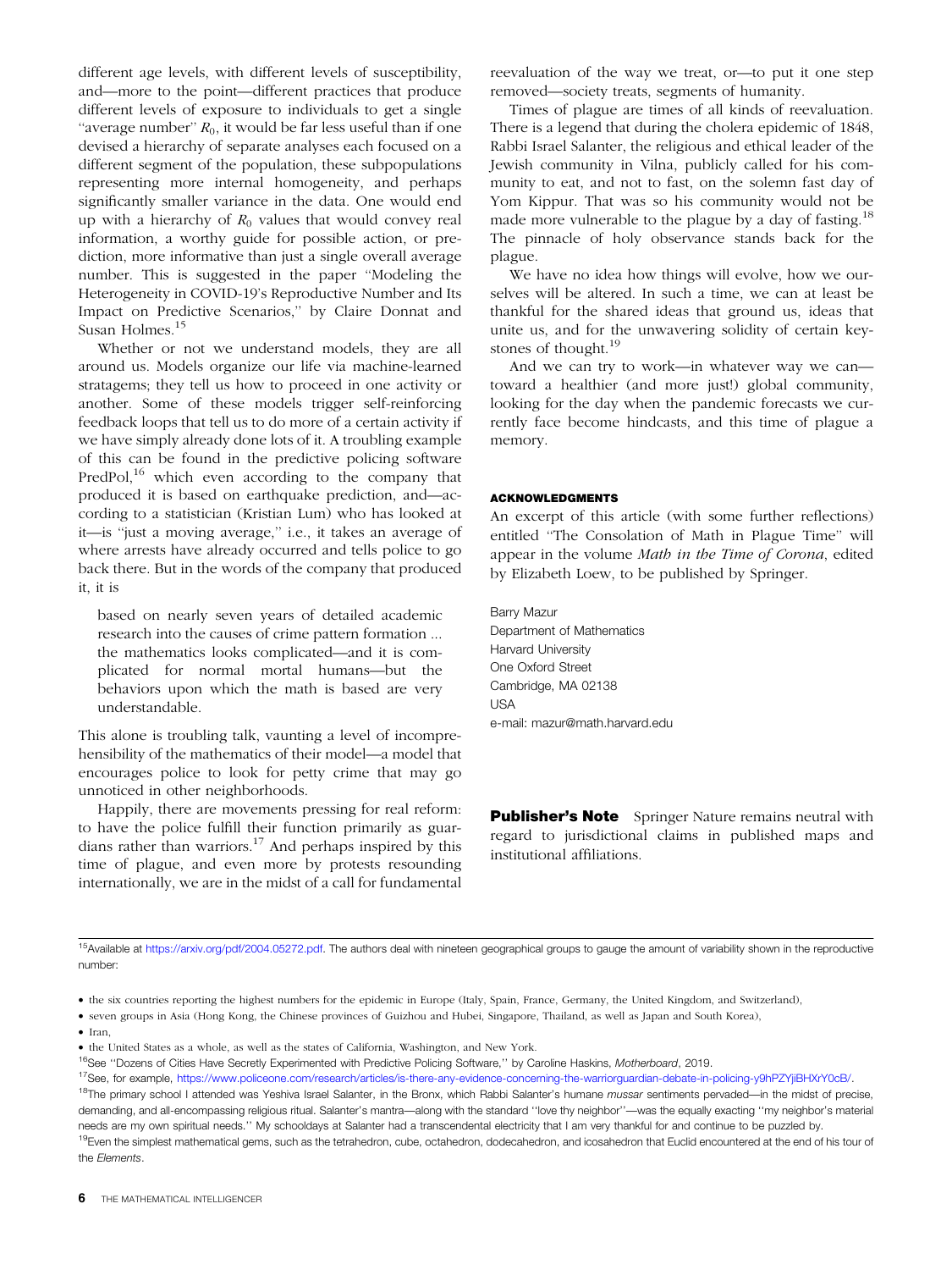different age levels, with different levels of susceptibility, and—more to the point—different practices that produce different levels of exposure to individuals to get a single ''average number'' $R_0$, it would be far less useful than if one devised a hierarchy of separate analyses each focused on a different segment of the population, these subpopulations representing more internal homogeneity, and perhaps significantly smaller variance in the data. One would end up with a hierarchy of $R_0$ values that would convey real information, a worthy guide for possible action, or prediction, more informative than just a single overall average number. This is suggested in the paper ''Modeling the Heterogeneity in COVID-19's Reproductive Number and Its Impact on Predictive Scenarios,'' by Claire Donnat and Susan Holmes.[15]

Whether or not we understand models, they are all around us. Models organize our life via machine-learned stratagems; they tell us how to proceed in one activity or another. Some of these models trigger self-reinforcing feedback loops that tell us to do more of a certain activity if we have simply already done lots of it. A troubling example of this can be found in the predictive policing software PredPol,[16] which even according to the company that produced it is based on earthquake prediction, and—according to a statistician (Kristian Lum) who has looked at it—is ''just a moving average,'' i.e., it takes an average of where arrests have already occurred and tells police to go back there. But in the words of the company that produced it, it is

> based on nearly seven years of detailed academic research into the causes of crime pattern formation ... the mathematics looks complicated—and it is complicated for normal mortal humans—but the behaviors upon which the math is based are very understandable.

This alone is troubling talk, vaunting a level of incomprehensibility of the mathematics of their model—a model that encourages police to look for petty crime that may go unnoticed in other neighborhoods.

Happily, there are movements pressing for real reform: to have the police fulfill their function primarily as guardians rather than warriors.[17] And perhaps inspired by this time of plague, and even more by protests resounding internationally, we are in the midst of a call for fundamental reevaluation of the way we treat, or—to put it one step removed—society treats, segments of humanity.

Times of plague are times of all kinds of reevaluation. There is a legend that during the cholera epidemic of 1848, Rabbi Israel Salanter, the religious and ethical leader of the Jewish community in Vilna, publicly called for his community to eat, and not to fast, on the solemn fast day of Yom Kippur. That was so his community would not be made more vulnerable to the plague by a day of fasting.[18] The pinnacle of holy observance stands back for the plague.

We have no idea how things will evolve, how we ourselves will be altered. In such a time, we can at least be thankful for the shared ideas that ground us, ideas that unite us, and for the unwavering solidity of certain keystones of thought.[19]

And we can try to work—in whatever way we can—toward a healthier (and more just!) global community, looking for the day when the pandemic forecasts we currently face become hindcasts, and this time of plague a memory.

#### ACKNOWLEDGMENTS

An excerpt of this article (with some further reflections) entitled ''The Consolation of Math in Plague Time'' will appear in the volume *Math in the Time of Corona*, edited by Elizabeth Loew, to be published by Springer.

Barry Mazur
Department of Mathematics
Harvard University
One Oxford Street
Cambridge, MA 02138
USA
e-mail: mazur@math.harvard.edu

**Publisher's Note** Springer Nature remains neutral with regard to jurisdictional claims in published maps and institutional affiliations.

---

[15] Available at https://arxiv.org/pdf/2004.05272.pdf. The authors deal with nineteen geographical groups to gauge the amount of variability shown in the reproductive number:

- the six countries reporting the highest numbers for the epidemic in Europe (Italy, Spain, France, Germany, the United Kingdom, and Switzerland),
- seven groups in Asia (Hong Kong, the Chinese provinces of Guizhou and Hubei, Singapore, Thailand, as well as Japan and South Korea),
- Iran,
- the United States as a whole, as well as the states of California, Washington, and New York.

[16] See ''Dozens of Cities Have Secretly Experimented with Predictive Policing Software,'' by Caroline Haskins, *Motherboard*, 2019.

[17] See, for example, https://www.policeone.com/research/articles/is-there-any-evidence-concerning-the-warriorguardian-debate-in-policing-y9hPZYjiBHXrY0cB/.

[18] The primary school I attended was Yeshiva Israel Salanter, in the Bronx, which Rabbi Salanter's humane *mussar* sentiments pervaded—in the midst of precise, demanding, and all-encompassing religious ritual. Salanter's mantra—along with the standard ''love thy neighbor''—was the equally exacting ''my neighbor's material needs are my own spiritual needs.'' My schooldays at Salanter had a transcendental electricity that I am very thankful for and continue to be puzzled by.

[19] Even the simplest mathematical gems, such as the tetrahedron, cube, octahedron, dodecahedron, and icosahedron that Euclid encountered at the end of his tour of the *Elements*.